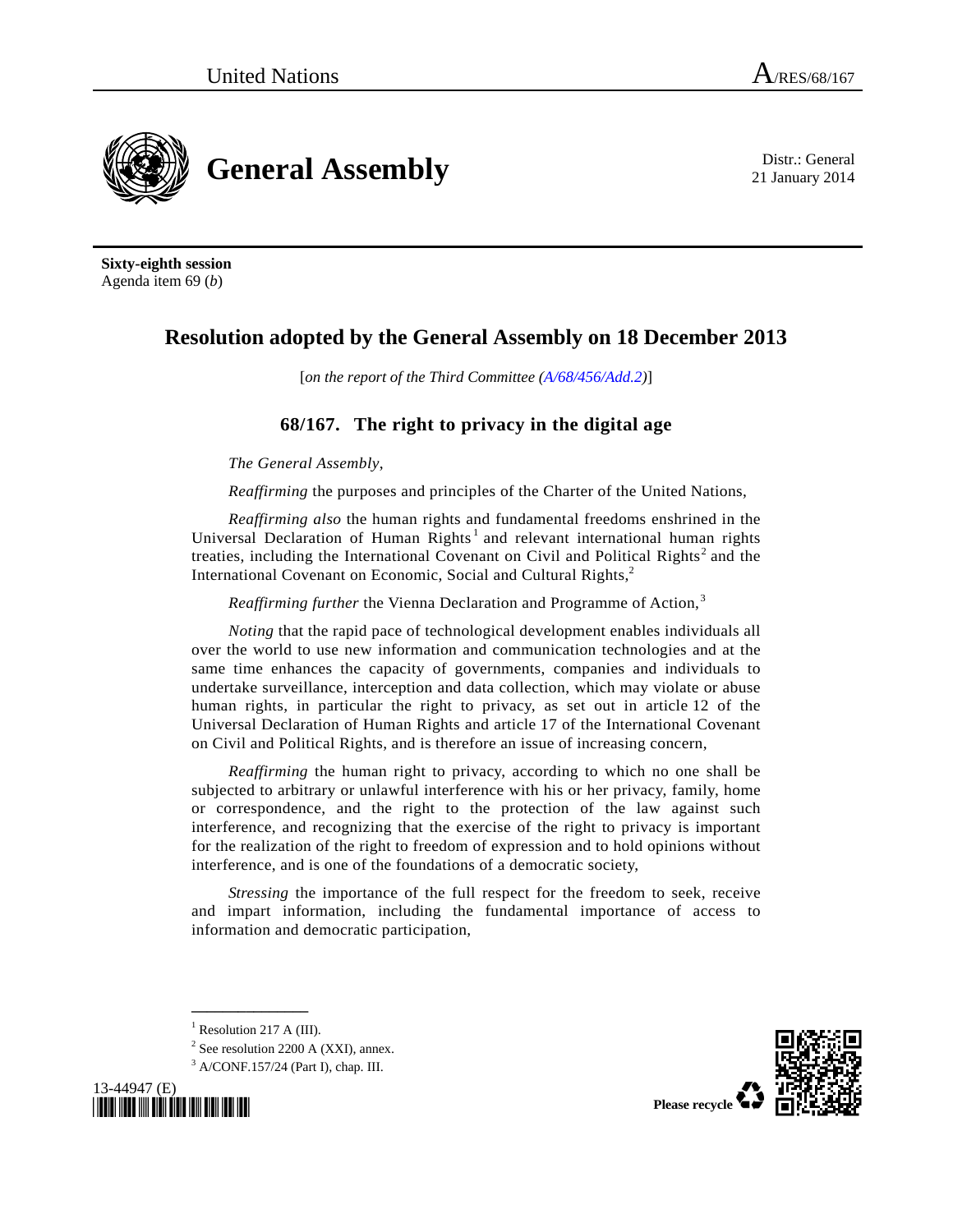United Nations A/RES/68/167

# General Assembly

Distr.: General
21 January 2014

**Sixty-eighth session**
Agenda item 69 (*b*)

## Resolution adopted by the General Assembly on 18 December 2013

[*on the report of the Third Committee (A/68/456/Add.2)*]

### 68/167. The right to privacy in the digital age

*The General Assembly*,

*Reaffirming* the purposes and principles of the Charter of the United Nations,

*Reaffirming also* the human rights and fundamental freedoms enshrined in the Universal Declaration of Human Rights[1] and relevant international human rights treaties, including the International Covenant on Civil and Political Rights[2] and the International Covenant on Economic, Social and Cultural Rights,[2]

*Reaffirming further* the Vienna Declaration and Programme of Action,[3]

*Noting* that the rapid pace of technological development enables individuals all over the world to use new information and communication technologies and at the same time enhances the capacity of governments, companies and individuals to undertake surveillance, interception and data collection, which may violate or abuse human rights, in particular the right to privacy, as set out in article 12 of the Universal Declaration of Human Rights and article 17 of the International Covenant on Civil and Political Rights, and is therefore an issue of increasing concern,

*Reaffirming* the human right to privacy, according to which no one shall be subjected to arbitrary or unlawful interference with his or her privacy, family, home or correspondence, and the right to the protection of the law against such interference, and recognizing that the exercise of the right to privacy is important for the realization of the right to freedom of expression and to hold opinions without interference, and is one of the foundations of a democratic society,

*Stressing* the importance of the full respect for the freedom to seek, receive and impart information, including the fundamental importance of access to information and democratic participation,

---

[1] Resolution 217 A (III).

[2] See resolution 2200 A (XXI), annex.

[3] A/CONF.157/24 (Part I), chap. III.

13-44947 (E)

Please recycle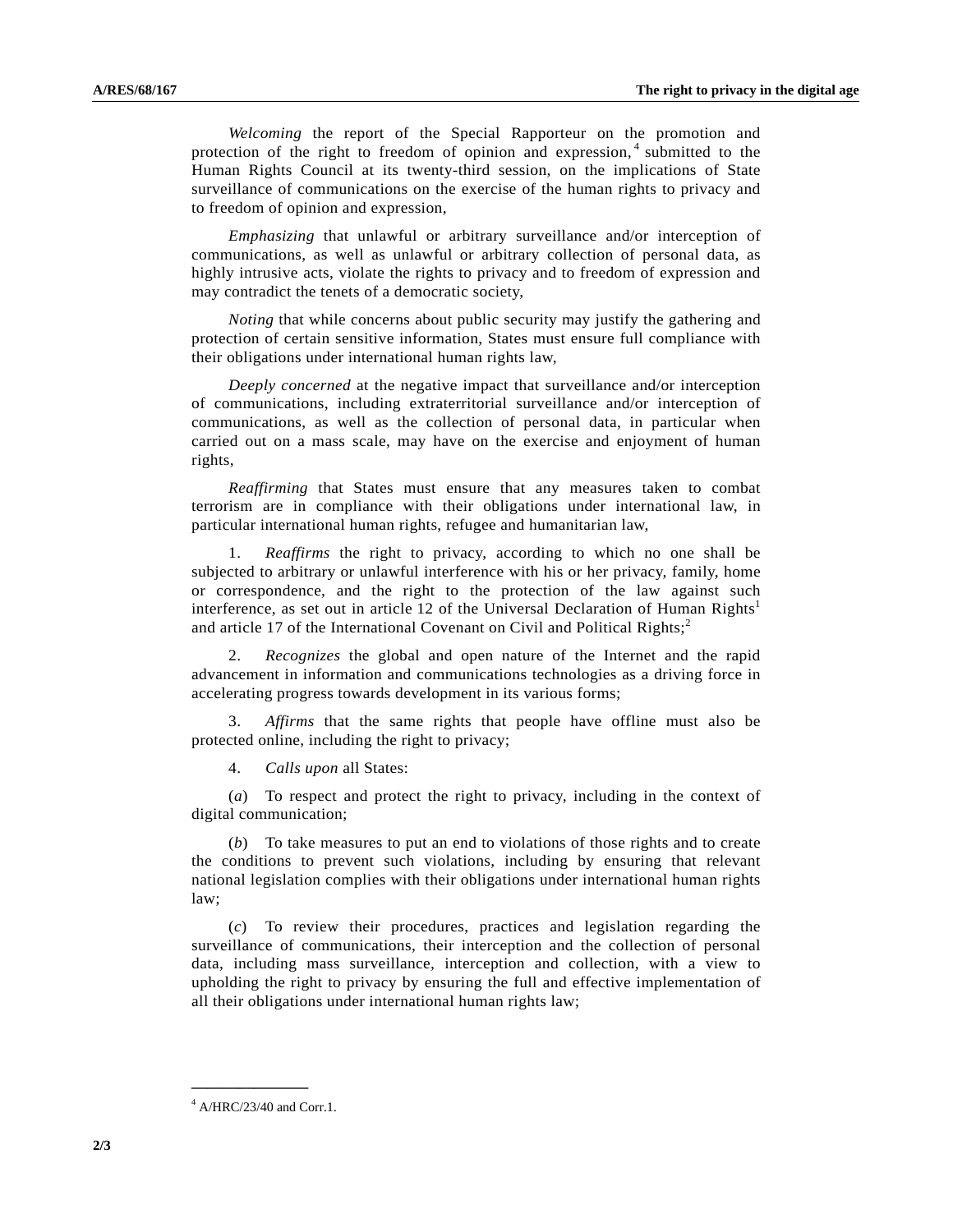*Welcoming* the report of the Special Rapporteur on the promotion and protection of the right to freedom of opinion and expression,[4] submitted to the Human Rights Council at its twenty-third session, on the implications of State surveillance of communications on the exercise of the human rights to privacy and to freedom of opinion and expression,

*Emphasizing* that unlawful or arbitrary surveillance and/or interception of communications, as well as unlawful or arbitrary collection of personal data, as highly intrusive acts, violate the rights to privacy and to freedom of expression and may contradict the tenets of a democratic society,

*Noting* that while concerns about public security may justify the gathering and protection of certain sensitive information, States must ensure full compliance with their obligations under international human rights law,

*Deeply concerned* at the negative impact that surveillance and/or interception of communications, including extraterritorial surveillance and/or interception of communications, as well as the collection of personal data, in particular when carried out on a mass scale, may have on the exercise and enjoyment of human rights,

*Reaffirming* that States must ensure that any measures taken to combat terrorism are in compliance with their obligations under international law, in particular international human rights, refugee and humanitarian law,

1. *Reaffirms* the right to privacy, according to which no one shall be subjected to arbitrary or unlawful interference with his or her privacy, family, home or correspondence, and the right to the protection of the law against such interference, as set out in article 12 of the Universal Declaration of Human Rights[1] and article 17 of the International Covenant on Civil and Political Rights;[2]

2. *Recognizes* the global and open nature of the Internet and the rapid advancement in information and communications technologies as a driving force in accelerating progress towards development in its various forms;

3. *Affirms* that the same rights that people have offline must also be protected online, including the right to privacy;

4. *Calls upon* all States:

(*a*) To respect and protect the right to privacy, including in the context of digital communication;

(*b*) To take measures to put an end to violations of those rights and to create the conditions to prevent such violations, including by ensuring that relevant national legislation complies with their obligations under international human rights law;

(*c*) To review their procedures, practices and legislation regarding the surveillance of communications, their interception and the collection of personal data, including mass surveillance, interception and collection, with a view to upholding the right to privacy by ensuring the full and effective implementation of all their obligations under international human rights law;

---

[4] A/HRC/23/40 and Corr.1.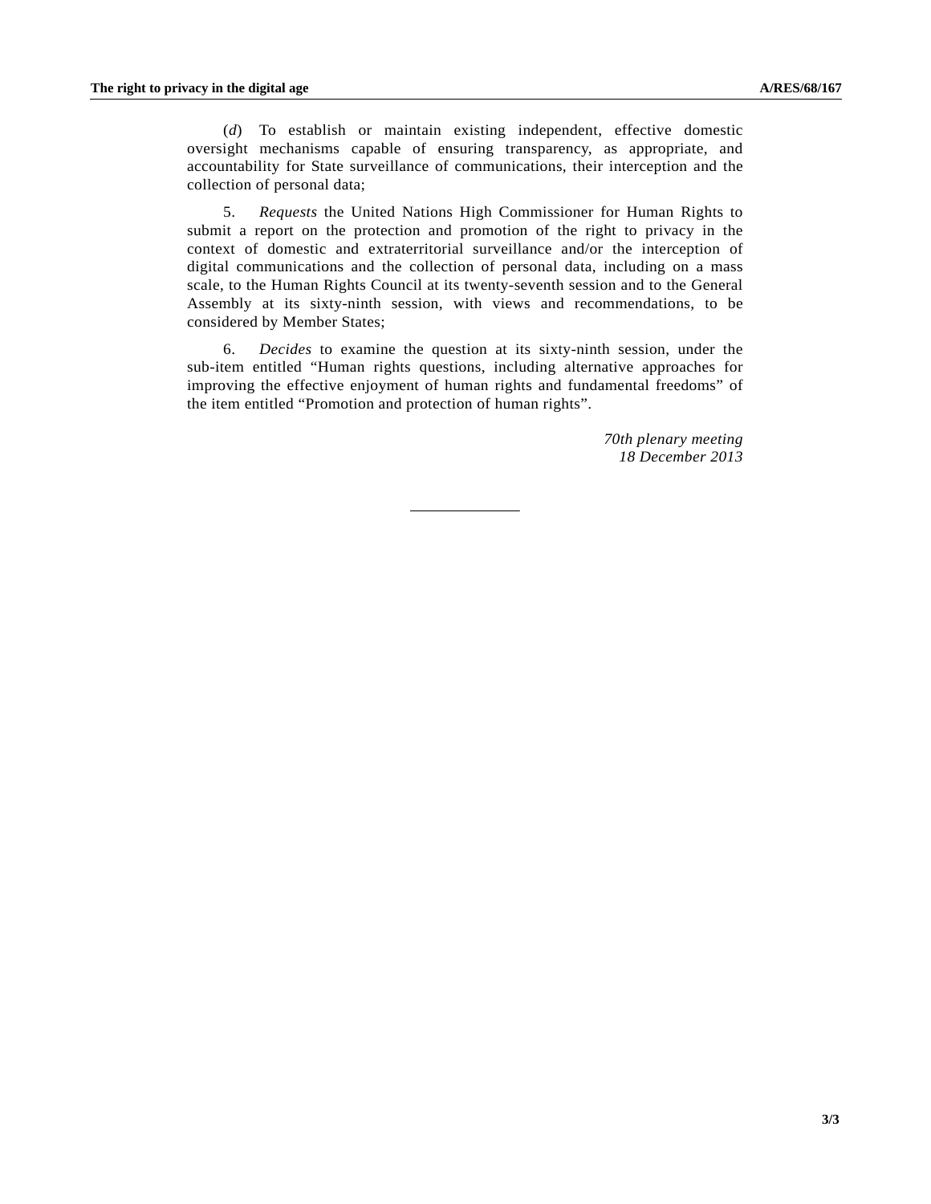(*d*) To establish or maintain existing independent, effective domestic oversight mechanisms capable of ensuring transparency, as appropriate, and accountability for State surveillance of communications, their interception and the collection of personal data;

5. *Requests* the United Nations High Commissioner for Human Rights to submit a report on the protection and promotion of the right to privacy in the context of domestic and extraterritorial surveillance and/or the interception of digital communications and the collection of personal data, including on a mass scale, to the Human Rights Council at its twenty-seventh session and to the General Assembly at its sixty-ninth session, with views and recommendations, to be considered by Member States;

6. *Decides* to examine the question at its sixty-ninth session, under the sub-item entitled "Human rights questions, including alternative approaches for improving the effective enjoyment of human rights and fundamental freedoms" of the item entitled "Promotion and protection of human rights".

*70th plenary meeting*
*18 December 2013*